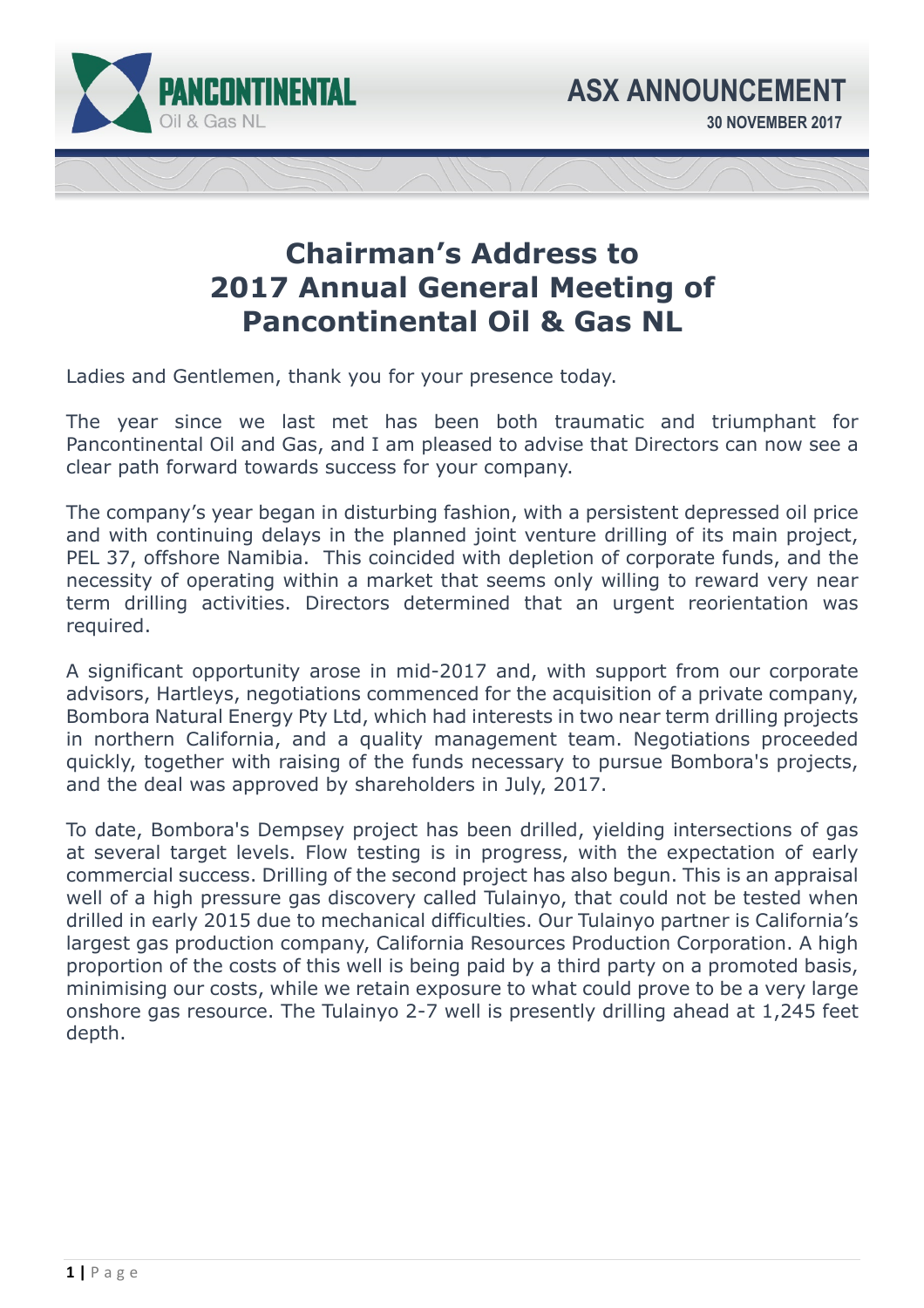PANCONTINENTAL
Oil & Gas NL

ASX ANNOUNCEMENT

30 NOVEMBER 2017

# Chairman's Address to 2017 Annual General Meeting of Pancontinental Oil & Gas NL

Ladies and Gentlemen, thank you for your presence today.

The year since we last met has been both traumatic and triumphant for Pancontinental Oil and Gas, and I am pleased to advise that Directors can now see a clear path forward towards success for your company.

The company's year began in disturbing fashion, with a persistent depressed oil price and with continuing delays in the planned joint venture drilling of its main project, PEL 37, offshore Namibia. This coincided with depletion of corporate funds, and the necessity of operating within a market that seems only willing to reward very near term drilling activities. Directors determined that an urgent reorientation was required.

A significant opportunity arose in mid-2017 and, with support from our corporate advisors, Hartleys, negotiations commenced for the acquisition of a private company, Bombora Natural Energy Pty Ltd, which had interests in two near term drilling projects in northern California, and a quality management team. Negotiations proceeded quickly, together with raising of the funds necessary to pursue Bombora's projects, and the deal was approved by shareholders in July, 2017.

To date, Bombora's Dempsey project has been drilled, yielding intersections of gas at several target levels. Flow testing is in progress, with the expectation of early commercial success. Drilling of the second project has also begun. This is an appraisal well of a high pressure gas discovery called Tulainyo, that could not be tested when drilled in early 2015 due to mechanical difficulties. Our Tulainyo partner is California's largest gas production company, California Resources Production Corporation. A high proportion of the costs of this well is being paid by a third party on a promoted basis, minimising our costs, while we retain exposure to what could prove to be a very large onshore gas resource. The Tulainyo 2-7 well is presently drilling ahead at 1,245 feet depth.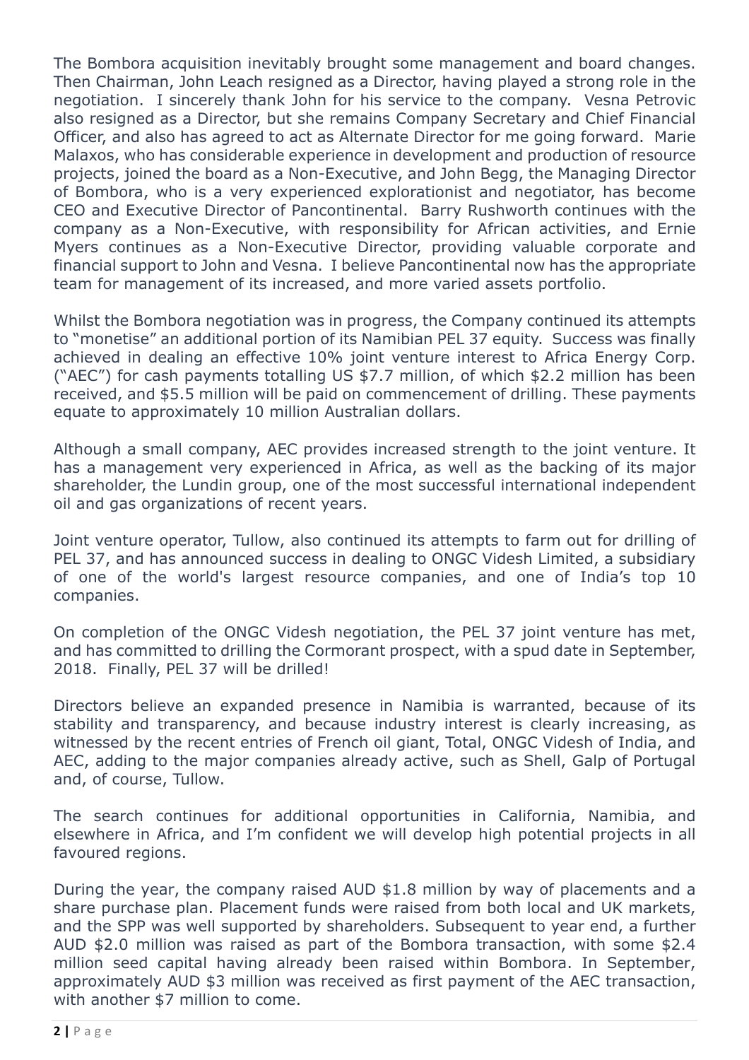The Bombora acquisition inevitably brought some management and board changes. Then Chairman, John Leach resigned as a Director, having played a strong role in the negotiation. I sincerely thank John for his service to the company. Vesna Petrovic also resigned as a Director, but she remains Company Secretary and Chief Financial Officer, and also has agreed to act as Alternate Director for me going forward. Marie Malaxos, who has considerable experience in development and production of resource projects, joined the board as a Non-Executive, and John Begg, the Managing Director of Bombora, who is a very experienced explorationist and negotiator, has become CEO and Executive Director of Pancontinental. Barry Rushworth continues with the company as a Non-Executive, with responsibility for African activities, and Ernie Myers continues as a Non-Executive Director, providing valuable corporate and financial support to John and Vesna. I believe Pancontinental now has the appropriate team for management of its increased, and more varied assets portfolio.

Whilst the Bombora negotiation was in progress, the Company continued its attempts to "monetise" an additional portion of its Namibian PEL 37 equity. Success was finally achieved in dealing an effective 10% joint venture interest to Africa Energy Corp. ("AEC") for cash payments totalling US $7.7 million, of which $2.2 million has been received, and $5.5 million will be paid on commencement of drilling. These payments equate to approximately 10 million Australian dollars.

Although a small company, AEC provides increased strength to the joint venture. It has a management very experienced in Africa, as well as the backing of its major shareholder, the Lundin group, one of the most successful international independent oil and gas organizations of recent years.

Joint venture operator, Tullow, also continued its attempts to farm out for drilling of PEL 37, and has announced success in dealing to ONGC Videsh Limited, a subsidiary of one of the world's largest resource companies, and one of India's top 10 companies.

On completion of the ONGC Videsh negotiation, the PEL 37 joint venture has met, and has committed to drilling the Cormorant prospect, with a spud date in September, 2018. Finally, PEL 37 will be drilled!

Directors believe an expanded presence in Namibia is warranted, because of its stability and transparency, and because industry interest is clearly increasing, as witnessed by the recent entries of French oil giant, Total, ONGC Videsh of India, and AEC, adding to the major companies already active, such as Shell, Galp of Portugal and, of course, Tullow.

The search continues for additional opportunities in California, Namibia, and elsewhere in Africa, and I'm confident we will develop high potential projects in all favoured regions.

During the year, the company raised AUD $1.8 million by way of placements and a share purchase plan. Placement funds were raised from both local and UK markets, and the SPP was well supported by shareholders. Subsequent to year end, a further AUD $2.0 million was raised as part of the Bombora transaction, with some $2.4 million seed capital having already been raised within Bombora. In September, approximately AUD $3 million was received as first payment of the AEC transaction, with another $7 million to come.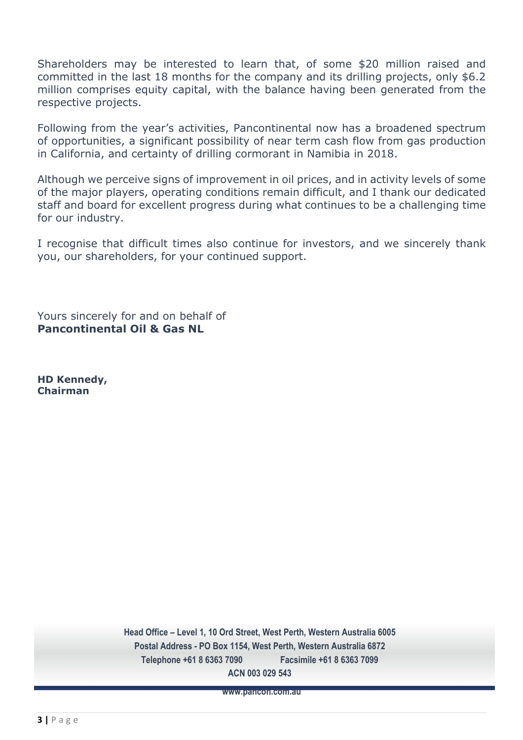Shareholders may be interested to learn that, of some $20 million raised and committed in the last 18 months for the company and its drilling projects, only $6.2 million comprises equity capital, with the balance having been generated from the respective projects.

Following from the year's activities, Pancontinental now has a broadened spectrum of opportunities, a significant possibility of near term cash flow from gas production in California, and certainty of drilling cormorant in Namibia in 2018.

Although we perceive signs of improvement in oil prices, and in activity levels of some of the major players, operating conditions remain difficult, and I thank our dedicated staff and board for excellent progress during what continues to be a challenging time for our industry.

I recognise that difficult times also continue for investors, and we sincerely thank you, our shareholders, for your continued support.

Yours sincerely for and on behalf of
**Pancontinental Oil & Gas NL**

**HD Kennedy,**
**Chairman**

**Head Office – Level 1, 10 Ord Street, West Perth, Western Australia 6005**
**Postal Address - PO Box 1154, West Perth, Western Australia 6872**
**Telephone +61 8 6363 7090 Facsimile +61 8 6363 7099**
**ACN 003 029 543**
**www.pancon.com.au**